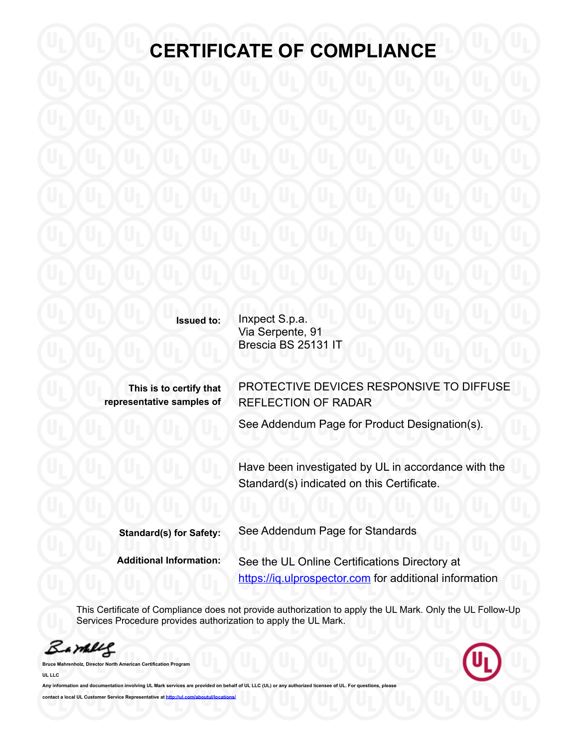# CERTIFICATE OF COMPLIANCE

**Issued to:** Inxpect S.p.a.
Via Serpente, 91
Brescia BS 25131 IT

**This is to certify that representative samples of** PROTECTIVE DEVICES RESPONSIVE TO DIFFUSE REFLECTION OF RADAR

See Addendum Page for Product Designation(s).

Have been investigated by UL in accordance with the Standard(s) indicated on this Certificate.

**Standard(s) for Safety:** See Addendum Page for Standards

**Additional Information:** See the UL Online Certifications Directory at [https://iq.ulprospector.com](https://iq.ulprospector.com) for additional information

This Certificate of Compliance does not provide authorization to apply the UL Mark. Only the UL Follow-Up Services Procedure provides authorization to apply the UL Mark.

**Bruce Mahrenholz, Director North American Certification Program**

**UL LLC**

**Any information and documentation involving UL Mark services are provided on behalf of UL LLC (UL) or any authorized licensee of UL. For questions, please contact a local UL Customer Service Representative at [http://ul.com/aboutul/locations/](http://ul.com/aboutul/locations/)**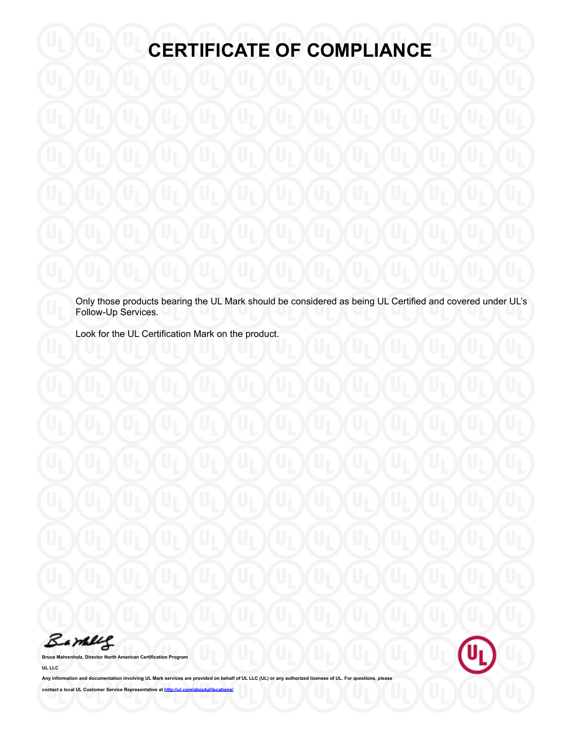# CERTIFICATE OF COMPLIANCE

Only those products bearing the UL Mark should be considered as being UL Certified and covered under UL's Follow-Up Services.

Look for the UL Certification Mark on the product.

**Bruce Mahrenholz, Director North American Certification Program**

**UL LLC**

**Any information and documentation involving UL Mark services are provided on behalf of UL LLC (UL) or any authorized licensee of UL. For questions, please contact a local UL Customer Service Representative at [http://ul.com/aboutul/locations/](http://ul.com/aboutul/locations/)**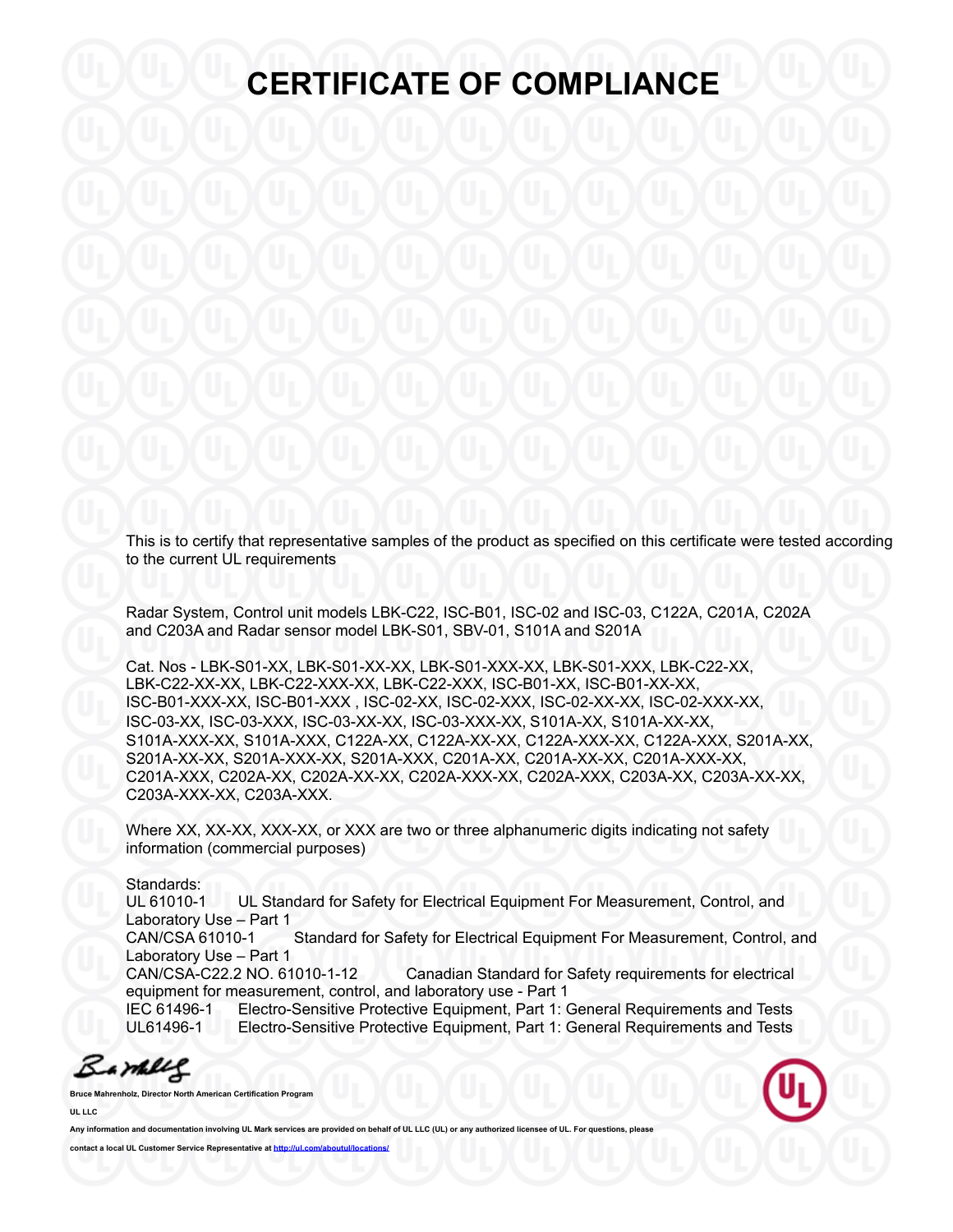# CERTIFICATE OF COMPLIANCE

This is to certify that representative samples of the product as specified on this certificate were tested according to the current UL requirements

Radar System, Control unit models LBK-C22, ISC-B01, ISC-02 and ISC-03, C122A, C201A, C202A and C203A and Radar sensor model LBK-S01, SBV-01, S101A and S201A

Cat. Nos - LBK-S01-XX, LBK-S01-XX-XX, LBK-S01-XXX-XX, LBK-S01-XXX, LBK-C22-XX, LBK-C22-XX-XX, LBK-C22-XXX-XX, LBK-C22-XXX, ISC-B01-XX, ISC-B01-XX-XX, ISC-B01-XXX-XX, ISC-B01-XXX , ISC-02-XX, ISC-02-XXX, ISC-02-XX-XX, ISC-02-XXX-XX, ISC-03-XX, ISC-03-XXX, ISC-03-XX-XX, ISC-03-XXX-XX, S101A-XX, S101A-XX-XX, S101A-XXX-XX, S101A-XXX, C122A-XX, C122A-XX-XX, C122A-XXX-XX, C122A-XXX, S201A-XX, S201A-XX-XX, S201A-XXX-XX, S201A-XXX, C201A-XX, C201A-XX-XX, C201A-XXX-XX, C201A-XXX, C202A-XX, C202A-XX-XX, C202A-XXX-XX, C202A-XXX, C203A-XX, C203A-XX-XX, C203A-XXX-XX, C203A-XXX.

Where XX, XX-XX, XXX-XX, or XXX are two or three alphanumeric digits indicating not safety information (commercial purposes)

Standards:
UL 61010-1 UL Standard for Safety for Electrical Equipment For Measurement, Control, and Laboratory Use – Part 1
CAN/CSA 61010-1 Standard for Safety for Electrical Equipment For Measurement, Control, and Laboratory Use – Part 1
CAN/CSA-C22.2 NO. 61010-1-12 Canadian Standard for Safety requirements for electrical equipment for measurement, control, and laboratory use - Part 1
IEC 61496-1 Electro-Sensitive Protective Equipment, Part 1: General Requirements and Tests
UL61496-1 Electro-Sensitive Protective Equipment, Part 1: General Requirements and Tests

**Bruce Mahrenholz, Director North American Certification Program**

**UL LLC**

**Any information and documentation involving UL Mark services are provided on behalf of UL LLC (UL) or any authorized licensee of UL. For questions, please contact a local UL Customer Service Representative at http://ul.com/aboutul/locations/**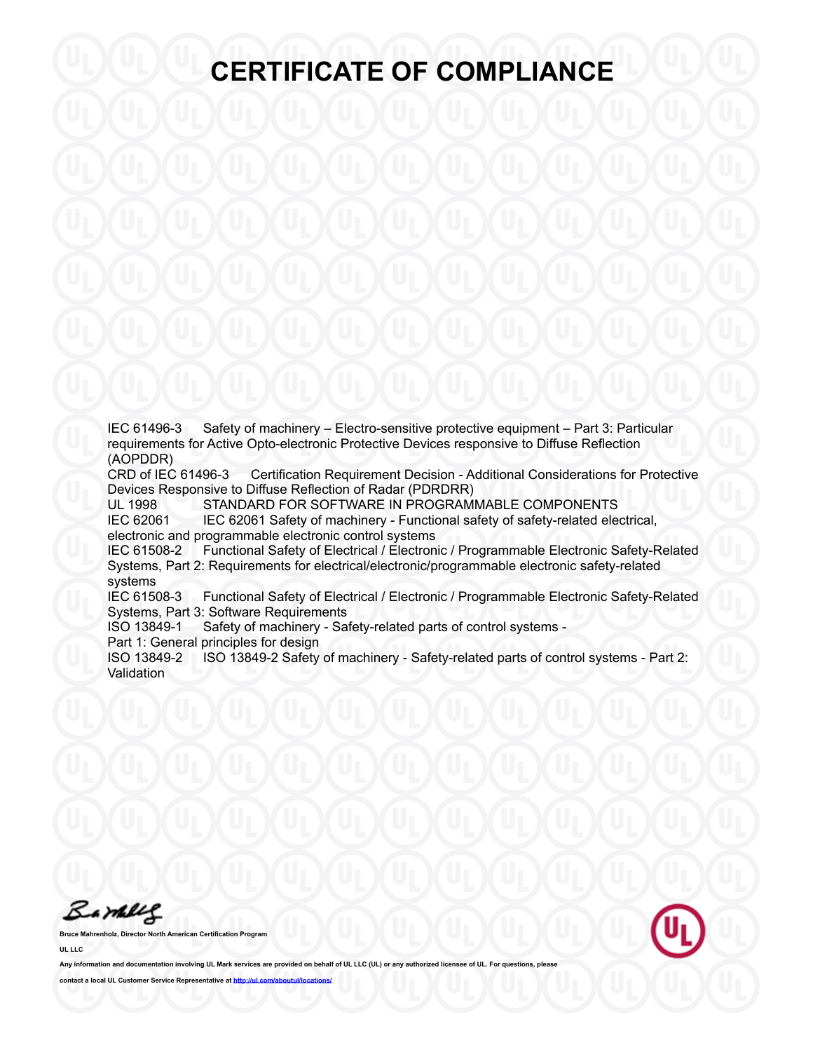# CERTIFICATE OF COMPLIANCE

IEC 61496-3 Safety of machinery – Electro-sensitive protective equipment – Part 3: Particular requirements for Active Opto-electronic Protective Devices responsive to Diffuse Reflection (AOPDDR)

CRD of IEC 61496-3 Certification Requirement Decision - Additional Considerations for Protective Devices Responsive to Diffuse Reflection of Radar (PDRDRR)

UL 1998 STANDARD FOR SOFTWARE IN PROGRAMMABLE COMPONENTS

IEC 62061 IEC 62061 Safety of machinery - Functional safety of safety-related electrical, electronic and programmable electronic control systems

IEC 61508-2 Functional Safety of Electrical / Electronic / Programmable Electronic Safety-Related Systems, Part 2: Requirements for electrical/electronic/programmable electronic safety-related systems

IEC 61508-3 Functional Safety of Electrical / Electronic / Programmable Electronic Safety-Related Systems, Part 3: Software Requirements

ISO 13849-1 Safety of machinery - Safety-related parts of control systems - Part 1: General principles for design

ISO 13849-2 ISO 13849-2 Safety of machinery - Safety-related parts of control systems - Part 2: Validation

**Bruce Mahrenholz, Director North American Certification Program**

**UL LLC**

**Any information and documentation involving UL Mark services are provided on behalf of UL LLC (UL) or any authorized licensee of UL. For questions, please contact a local UL Customer Service Representative at http://ul.com/aboutul/locations/**